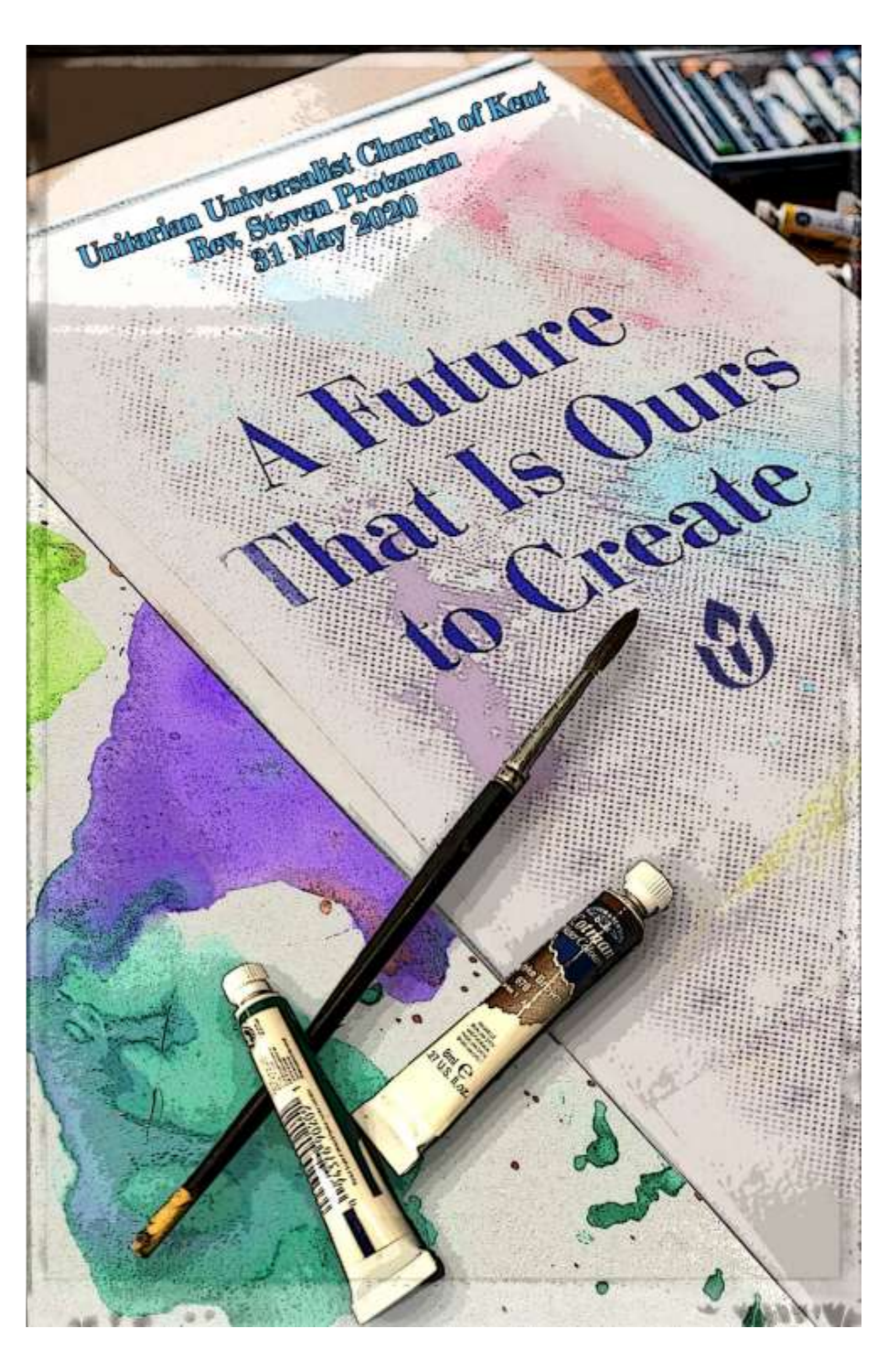Unitarian Universalist Church of Kent
Rev. Steven Protzman
31 May 2020

# A Future That Is Ours to Create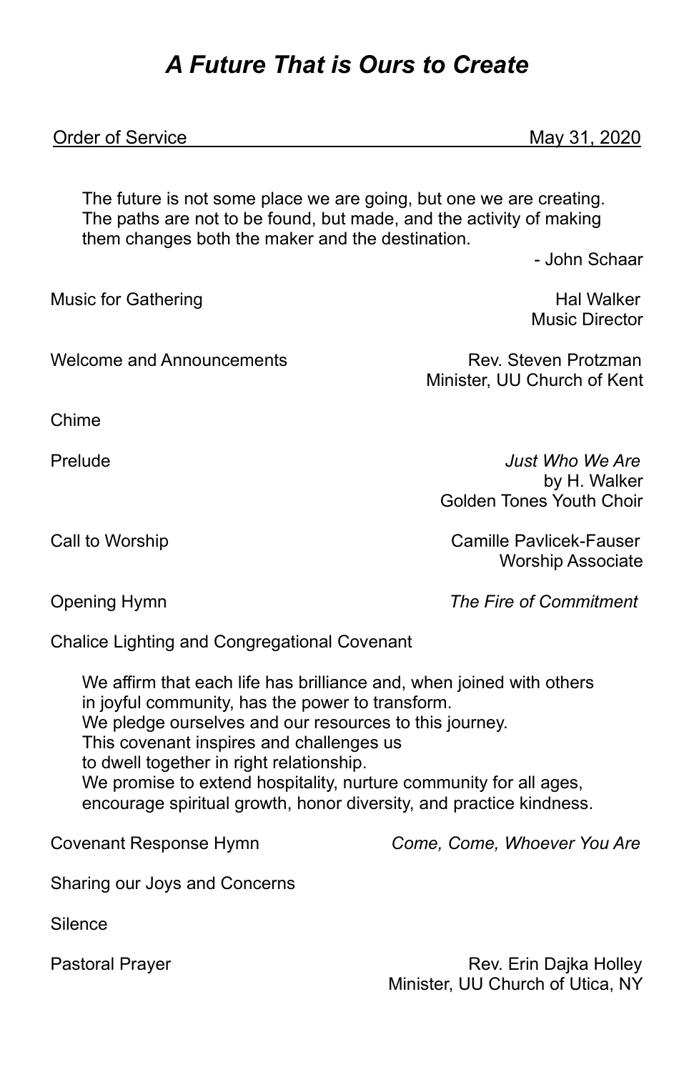# *A Future That is Ours to Create*

Order of Service May 31, 2020

> The future is not some place we are going, but one we are creating. The paths are not to be found, but made, and the activity of making them changes both the maker and the destination.
>
> \- John Schaar

Music for Gathering — Hal Walker, Music Director

Welcome and Announcements — Rev. Steven Protzman, Minister, UU Church of Kent

Chime

Prelude — *Just Who We Are* by H. Walker, Golden Tones Youth Choir

Call to Worship — Camille Pavlicek-Fauser, Worship Associate

Opening Hymn — *The Fire of Commitment*

Chalice Lighting and Congregational Covenant

> We affirm that each life has brilliance and, when joined with others in joyful community, has the power to transform.
> We pledge ourselves and our resources to this journey.
> This covenant inspires and challenges us
> to dwell together in right relationship.
> We promise to extend hospitality, nurture community for all ages, encourage spiritual growth, honor diversity, and practice kindness.

Covenant Response Hymn — *Come, Come, Whoever You Are*

Sharing our Joys and Concerns

Silence

Pastoral Prayer — Rev. Erin Dajka Holley, Minister, UU Church of Utica, NY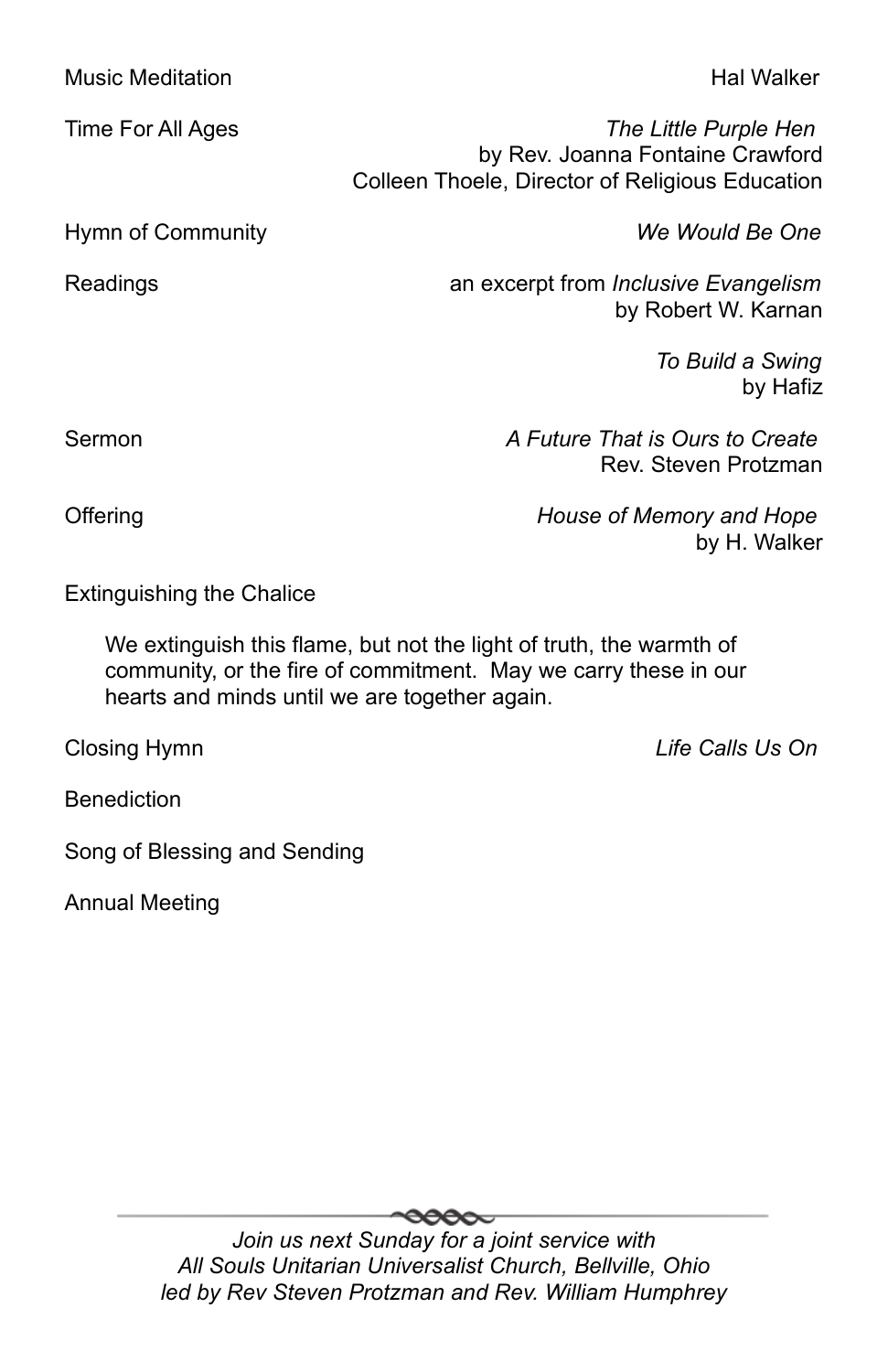Music Meditation — Hal Walker

Time For All Ages — *The Little Purple Hen*
by Rev. Joanna Fontaine Crawford
Colleen Thoele, Director of Religious Education

Hymn of Community — *We Would Be One*

Readings — an excerpt from *Inclusive Evangelism*
by Robert W. Karnan

*To Build a Swing*
by Hafiz

Sermon — *A Future That is Ours to Create*
Rev. Steven Protzman

Offering — *House of Memory and Hope*
by H. Walker

Extinguishing the Chalice

> We extinguish this flame, but not the light of truth, the warmth of community, or the fire of commitment. May we carry these in our hearts and minds until we are together again.

Closing Hymn — *Life Calls Us On*

Benediction

Song of Blessing and Sending

Annual Meeting

---

*Join us next Sunday for a joint service with*
*All Souls Unitarian Universalist Church, Bellville, Ohio*
*led by Rev Steven Protzman and Rev. William Humphrey*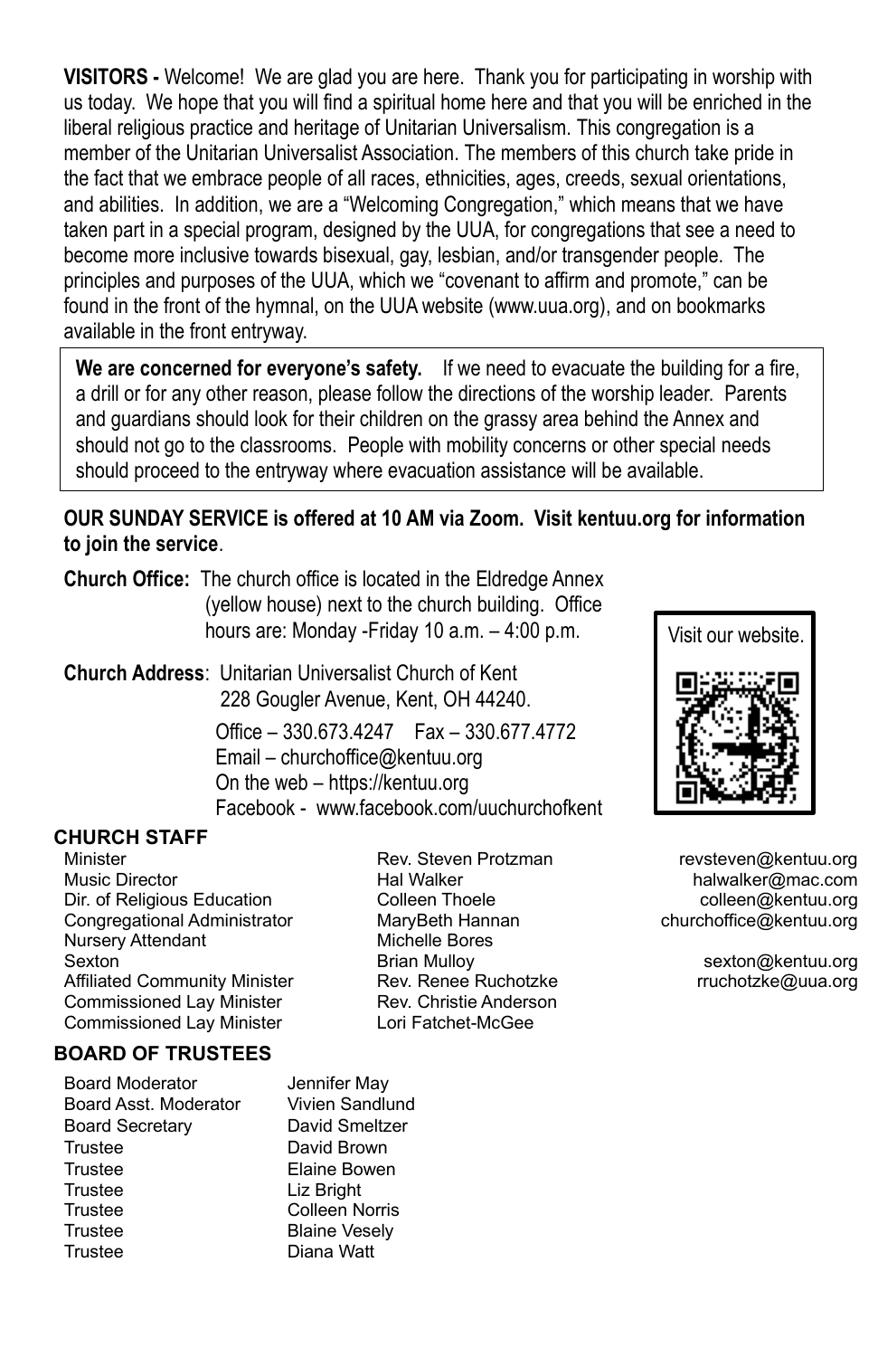**VISITORS -** Welcome! We are glad you are here. Thank you for participating in worship with us today. We hope that you will find a spiritual home here and that you will be enriched in the liberal religious practice and heritage of Unitarian Universalism. This congregation is a member of the Unitarian Universalist Association. The members of this church take pride in the fact that we embrace people of all races, ethnicities, ages, creeds, sexual orientations, and abilities. In addition, we are a "Welcoming Congregation," which means that we have taken part in a special program, designed by the UUA, for congregations that see a need to become more inclusive towards bisexual, gay, lesbian, and/or transgender people. The principles and purposes of the UUA, which we "covenant to affirm and promote," can be found in the front of the hymnal, on the UUA website (www.uua.org), and on bookmarks available in the front entryway.

**We are concerned for everyone's safety.** If we need to evacuate the building for a fire, a drill or for any other reason, please follow the directions of the worship leader. Parents and guardians should look for their children on the grassy area behind the Annex and should not go to the classrooms. People with mobility concerns or other special needs should proceed to the entryway where evacuation assistance will be available.

**OUR SUNDAY SERVICE is offered at 10 AM via Zoom. Visit kentuu.org for information to join the service**.

**Church Office:** The church office is located in the Eldredge Annex (yellow house) next to the church building. Office hours are: Monday -Friday 10 a.m. – 4:00 p.m.

**Church Address**: Unitarian Universalist Church of Kent
228 Gougler Avenue, Kent, OH 44240.

Office – 330.673.4247 Fax – 330.677.4772
Email – churchoffice@kentuu.org
On the web – https://kentuu.org
Facebook - www.facebook.com/uuchurchofkent

Visit our website.

## CHURCH STAFF

| | | |
|---|---|---|
| Minister | Rev. Steven Protzman | revsteven@kentuu.org |
| Music Director | Hal Walker | halwalker@mac.com |
| Dir. of Religious Education | Colleen Thoele | colleen@kentuu.org |
| Congregational Administrator | MaryBeth Hannan | churchoffice@kentuu.org |
| Nursery Attendant | Michelle Bores | |
| Sexton | Brian Mulloy | sexton@kentuu.org |
| Affiliated Community Minister | Rev. Renee Ruchotzke | rruchotzke@uua.org |
| Commissioned Lay Minister | Rev. Christie Anderson | |
| Commissioned Lay Minister | Lori Fatchet-McGee | |

## BOARD OF TRUSTEES

| | |
|---|---|
| Board Moderator | Jennifer May |
| Board Asst. Moderator | Vivien Sandlund |
| Board Secretary | David Smeltzer |
| Trustee | David Brown |
| Trustee | Elaine Bowen |
| Trustee | Liz Bright |
| Trustee | Colleen Norris |
| Trustee | Blaine Vesely |
| Trustee | Diana Watt |